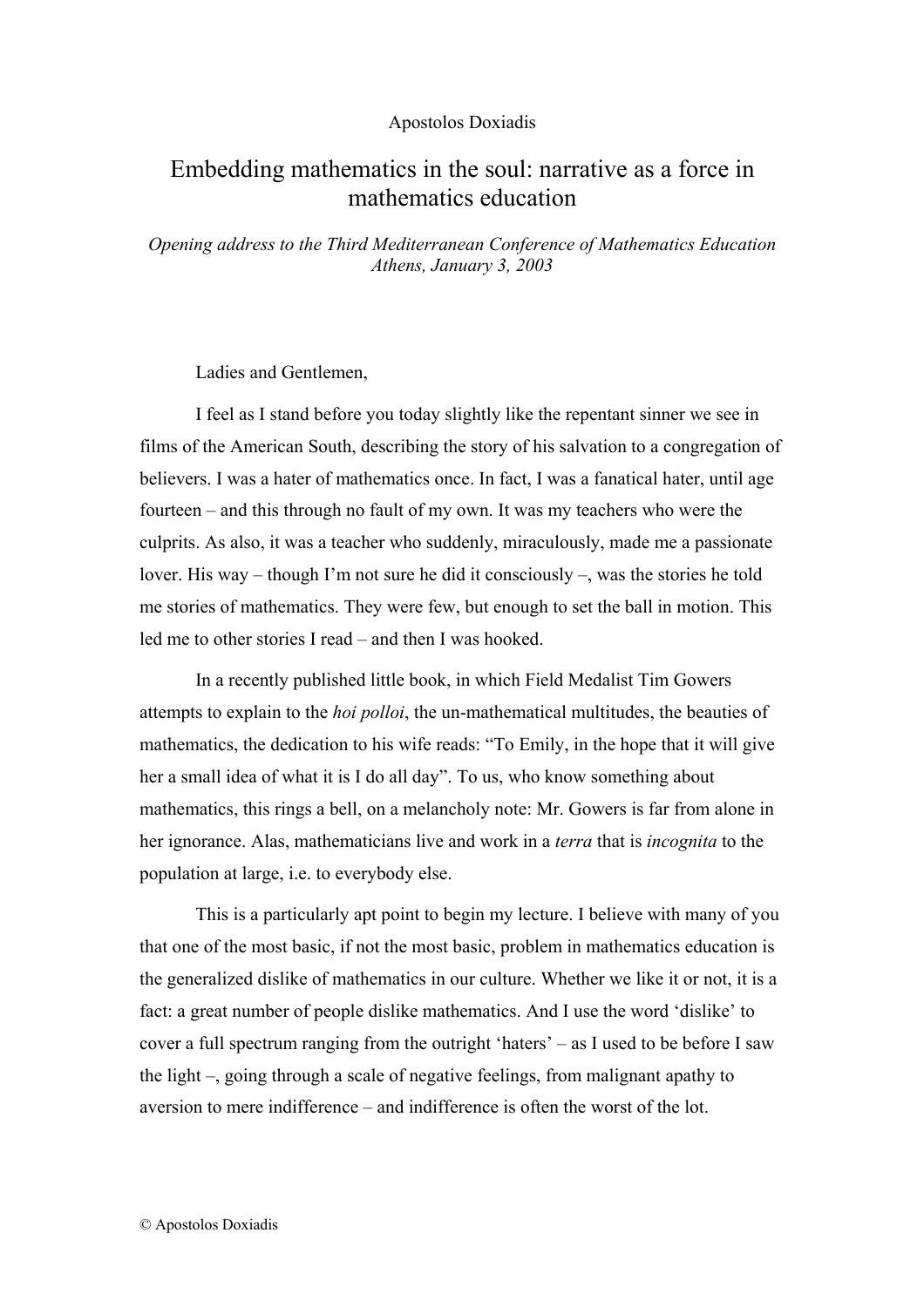Apostolos Doxiadis

# Embedding mathematics in the soul: narrative as a force in mathematics education

*Opening address to the Third Mediterranean Conference of Mathematics Education*
*Athens, January 3, 2003*

Ladies and Gentlemen,

I feel as I stand before you today slightly like the repentant sinner we see in films of the American South, describing the story of his salvation to a congregation of believers. I was a hater of mathematics once. In fact, I was a fanatical hater, until age fourteen – and this through no fault of my own. It was my teachers who were the culprits. As also, it was a teacher who suddenly, miraculously, made me a passionate lover. His way – though I'm not sure he did it consciously –, was the stories he told me stories of mathematics. They were few, but enough to set the ball in motion. This led me to other stories I read – and then I was hooked.

In a recently published little book, in which Field Medalist Tim Gowers attempts to explain to the *hoi polloi*, the un-mathematical multitudes, the beauties of mathematics, the dedication to his wife reads: "To Emily, in the hope that it will give her a small idea of what it is I do all day". To us, who know something about mathematics, this rings a bell, on a melancholy note: Mr. Gowers is far from alone in her ignorance. Alas, mathematicians live and work in a *terra* that is *incognita* to the population at large, i.e. to everybody else.

This is a particularly apt point to begin my lecture. I believe with many of you that one of the most basic, if not the most basic, problem in mathematics education is the generalized dislike of mathematics in our culture. Whether we like it or not, it is a fact: a great number of people dislike mathematics. And I use the word 'dislike' to cover a full spectrum ranging from the outright 'haters' – as I used to be before I saw the light –, going through a scale of negative feelings, from malignant apathy to aversion to mere indifference – and indifference is often the worst of the lot.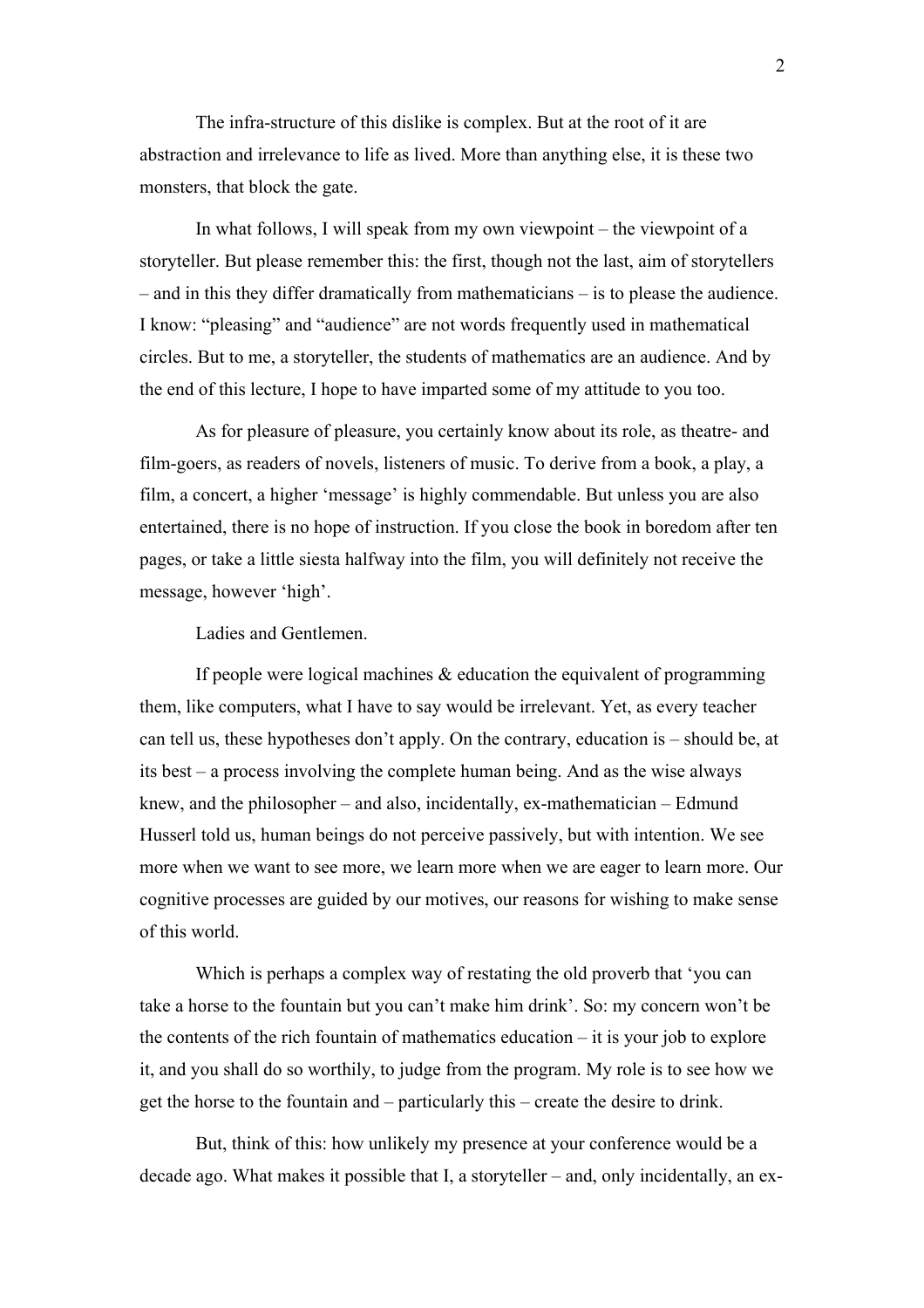The infra-structure of this dislike is complex. But at the root of it are abstraction and irrelevance to life as lived. More than anything else, it is these two monsters, that block the gate.

In what follows, I will speak from my own viewpoint – the viewpoint of a storyteller. But please remember this: the first, though not the last, aim of storytellers – and in this they differ dramatically from mathematicians – is to please the audience. I know: "pleasing" and "audience" are not words frequently used in mathematical circles. But to me, a storyteller, the students of mathematics are an audience. And by the end of this lecture, I hope to have imparted some of my attitude to you too.

As for pleasure of pleasure, you certainly know about its role, as theatre- and film-goers, as readers of novels, listeners of music. To derive from a book, a play, a film, a concert, a higher 'message' is highly commendable. But unless you are also entertained, there is no hope of instruction. If you close the book in boredom after ten pages, or take a little siesta halfway into the film, you will definitely not receive the message, however 'high'.

Ladies and Gentlemen.

If people were logical machines & education the equivalent of programming them, like computers, what I have to say would be irrelevant. Yet, as every teacher can tell us, these hypotheses don't apply. On the contrary, education is – should be, at its best – a process involving the complete human being. And as the wise always knew, and the philosopher – and also, incidentally, ex-mathematician – Edmund Husserl told us, human beings do not perceive passively, but with intention. We see more when we want to see more, we learn more when we are eager to learn more. Our cognitive processes are guided by our motives, our reasons for wishing to make sense of this world.

Which is perhaps a complex way of restating the old proverb that 'you can take a horse to the fountain but you can't make him drink'. So: my concern won't be the contents of the rich fountain of mathematics education – it is your job to explore it, and you shall do so worthily, to judge from the program. My role is to see how we get the horse to the fountain and – particularly this – create the desire to drink.

But, think of this: how unlikely my presence at your conference would be a decade ago. What makes it possible that I, a storyteller – and, only incidentally, an ex-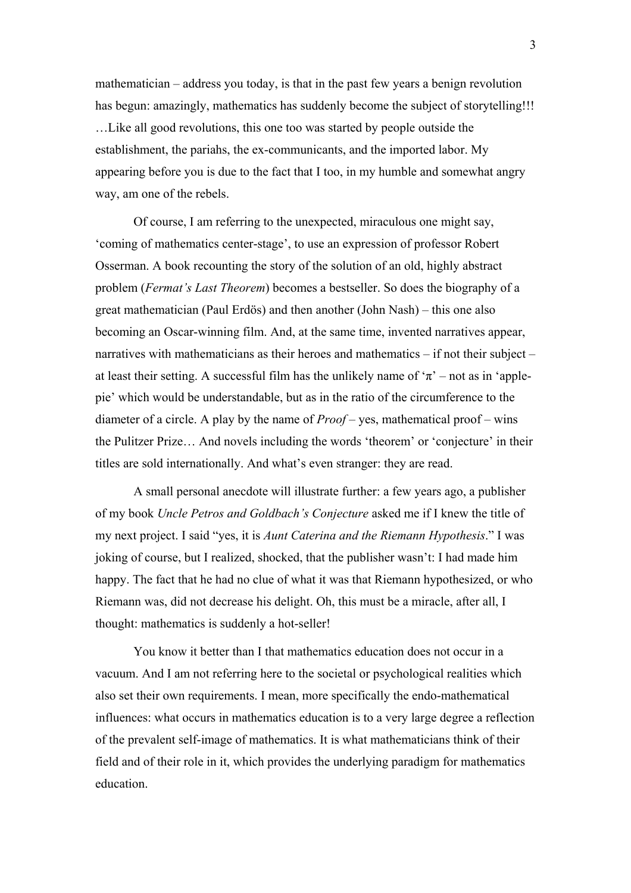mathematician – address you today, is that in the past few years a benign revolution has begun: amazingly, mathematics has suddenly become the subject of storytelling!!! …Like all good revolutions, this one too was started by people outside the establishment, the pariahs, the ex-communicants, and the imported labor. My appearing before you is due to the fact that I too, in my humble and somewhat angry way, am one of the rebels.

Of course, I am referring to the unexpected, miraculous one might say, 'coming of mathematics center-stage', to use an expression of professor Robert Osserman. A book recounting the story of the solution of an old, highly abstract problem (*Fermat's Last Theorem*) becomes a bestseller. So does the biography of a great mathematician (Paul Erdös) and then another (John Nash) – this one also becoming an Oscar-winning film. And, at the same time, invented narratives appear, narratives with mathematicians as their heroes and mathematics – if not their subject – at least their setting. A successful film has the unlikely name of 'π' – not as in 'apple-pie' which would be understandable, but as in the ratio of the circumference to the diameter of a circle. A play by the name of *Proof* – yes, mathematical proof – wins the Pulitzer Prize… And novels including the words 'theorem' or 'conjecture' in their titles are sold internationally. And what's even stranger: they are read.

A small personal anecdote will illustrate further: a few years ago, a publisher of my book *Uncle Petros and Goldbach's Conjecture* asked me if I knew the title of my next project. I said "yes, it is *Aunt Caterina and the Riemann Hypothesis*." I was joking of course, but I realized, shocked, that the publisher wasn't: I had made him happy. The fact that he had no clue of what it was that Riemann hypothesized, or who Riemann was, did not decrease his delight. Oh, this must be a miracle, after all, I thought: mathematics is suddenly a hot-seller!

You know it better than I that mathematics education does not occur in a vacuum. And I am not referring here to the societal or psychological realities which also set their own requirements. I mean, more specifically the endo-mathematical influences: what occurs in mathematics education is to a very large degree a reflection of the prevalent self-image of mathematics. It is what mathematicians think of their field and of their role in it, which provides the underlying paradigm for mathematics education.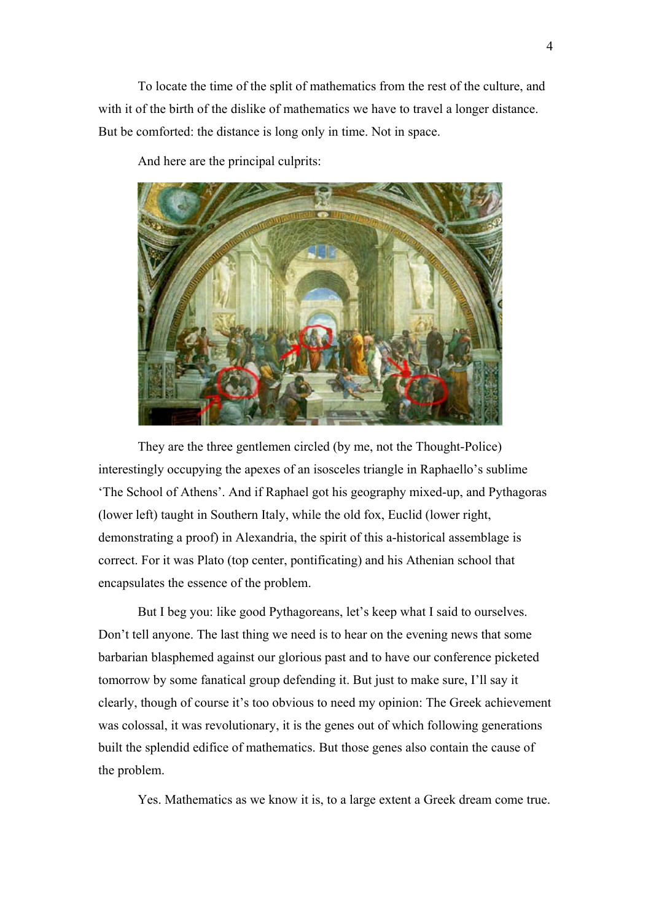To locate the time of the split of mathematics from the rest of the culture, and with it of the birth of the dislike of mathematics we have to travel a longer distance. But be comforted: the distance is long only in time. Not in space.

And here are the principal culprits:

They are the three gentlemen circled (by me, not the Thought-Police) interestingly occupying the apexes of an isosceles triangle in Raphaello's sublime 'The School of Athens'. And if Raphael got his geography mixed-up, and Pythagoras (lower left) taught in Southern Italy, while the old fox, Euclid (lower right, demonstrating a proof) in Alexandria, the spirit of this a-historical assemblage is correct. For it was Plato (top center, pontificating) and his Athenian school that encapsulates the essence of the problem.

But I beg you: like good Pythagoreans, let's keep what I said to ourselves. Don't tell anyone. The last thing we need is to hear on the evening news that some barbarian blasphemed against our glorious past and to have our conference picketed tomorrow by some fanatical group defending it. But just to make sure, I'll say it clearly, though of course it's too obvious to need my opinion: The Greek achievement was colossal, it was revolutionary, it is the genes out of which following generations built the splendid edifice of mathematics. But those genes also contain the cause of the problem.

Yes. Mathematics as we know it is, to a large extent a Greek dream come true.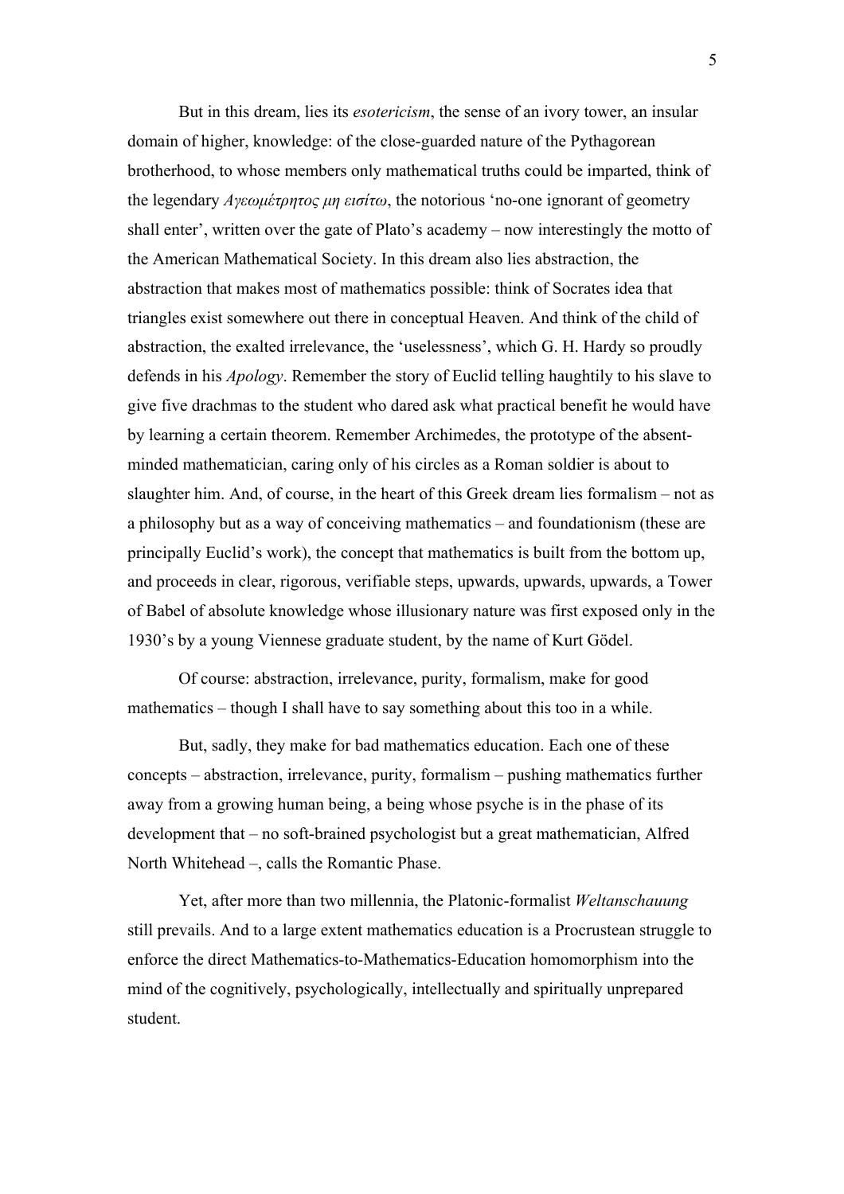But in this dream, lies its *esotericism*, the sense of an ivory tower, an insular domain of higher, knowledge: of the close-guarded nature of the Pythagorean brotherhood, to whose members only mathematical truths could be imparted, think of the legendary *Αγεωμέτρητος μη εισίτω*, the notorious 'no-one ignorant of geometry shall enter', written over the gate of Plato's academy – now interestingly the motto of the American Mathematical Society. In this dream also lies abstraction, the abstraction that makes most of mathematics possible: think of Socrates idea that triangles exist somewhere out there in conceptual Heaven. And think of the child of abstraction, the exalted irrelevance, the 'uselessness', which G. H. Hardy so proudly defends in his *Apology*. Remember the story of Euclid telling haughtily to his slave to give five drachmas to the student who dared ask what practical benefit he would have by learning a certain theorem. Remember Archimedes, the prototype of the absent-minded mathematician, caring only of his circles as a Roman soldier is about to slaughter him. And, of course, in the heart of this Greek dream lies formalism – not as a philosophy but as a way of conceiving mathematics – and foundationism (these are principally Euclid's work), the concept that mathematics is built from the bottom up, and proceeds in clear, rigorous, verifiable steps, upwards, upwards, upwards, a Tower of Babel of absolute knowledge whose illusionary nature was first exposed only in the 1930's by a young Viennese graduate student, by the name of Kurt Gödel.

Of course: abstraction, irrelevance, purity, formalism, make for good mathematics – though I shall have to say something about this too in a while.

But, sadly, they make for bad mathematics education. Each one of these concepts – abstraction, irrelevance, purity, formalism – pushing mathematics further away from a growing human being, a being whose psyche is in the phase of its development that – no soft-brained psychologist but a great mathematician, Alfred North Whitehead –, calls the Romantic Phase.

Yet, after more than two millennia, the Platonic-formalist *Weltanschauung* still prevails. And to a large extent mathematics education is a Procrustean struggle to enforce the direct Mathematics-to-Mathematics-Education homomorphism into the mind of the cognitively, psychologically, intellectually and spiritually unprepared student.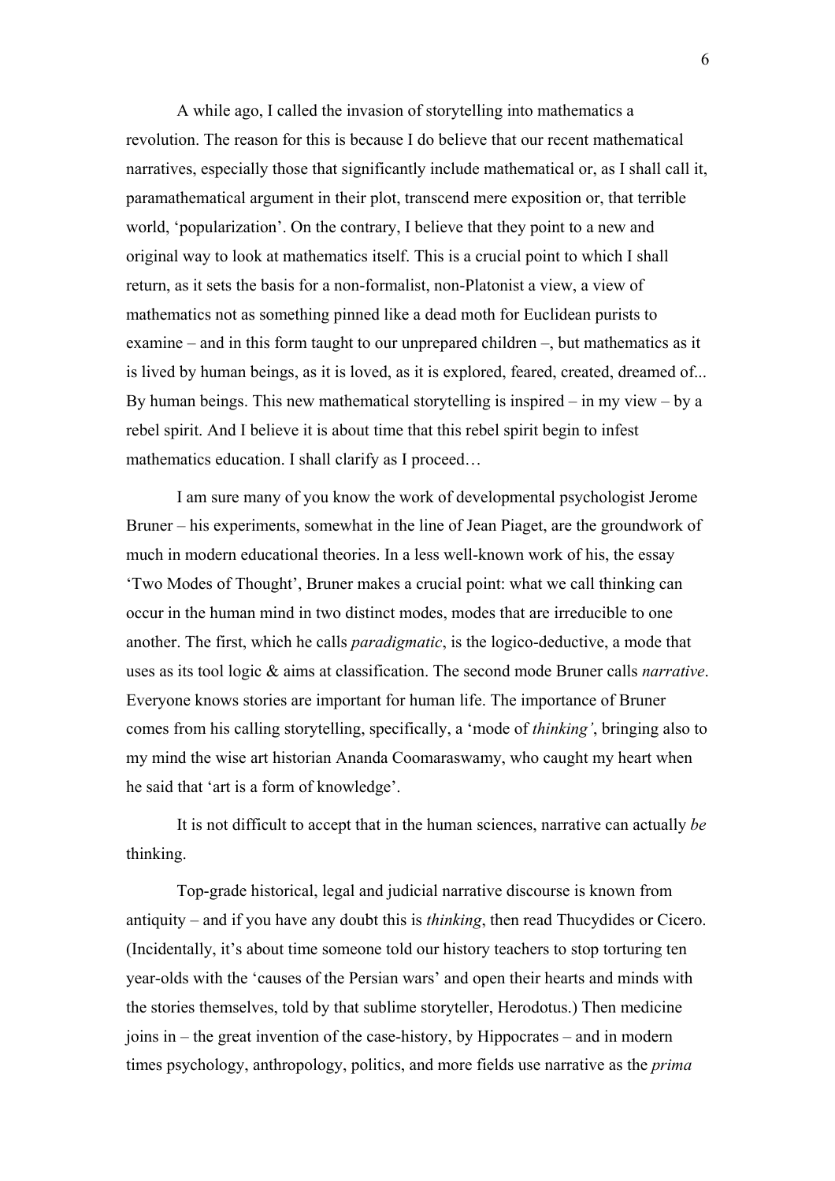A while ago, I called the invasion of storytelling into mathematics a revolution. The reason for this is because I do believe that our recent mathematical narratives, especially those that significantly include mathematical or, as I shall call it, paramathematical argument in their plot, transcend mere exposition or, that terrible world, 'popularization'. On the contrary, I believe that they point to a new and original way to look at mathematics itself. This is a crucial point to which I shall return, as it sets the basis for a non-formalist, non-Platonist a view, a view of mathematics not as something pinned like a dead moth for Euclidean purists to examine – and in this form taught to our unprepared children –, but mathematics as it is lived by human beings, as it is loved, as it is explored, feared, created, dreamed of... By human beings. This new mathematical storytelling is inspired – in my view – by a rebel spirit. And I believe it is about time that this rebel spirit begin to infest mathematics education. I shall clarify as I proceed…

I am sure many of you know the work of developmental psychologist Jerome Bruner – his experiments, somewhat in the line of Jean Piaget, are the groundwork of much in modern educational theories. In a less well-known work of his, the essay 'Two Modes of Thought', Bruner makes a crucial point: what we call thinking can occur in the human mind in two distinct modes, modes that are irreducible to one another. The first, which he calls *paradigmatic*, is the logico-deductive, a mode that uses as its tool logic & aims at classification. The second mode Bruner calls *narrative*. Everyone knows stories are important for human life. The importance of Bruner comes from his calling storytelling, specifically, a 'mode of *thinking'*, bringing also to my mind the wise art historian Ananda Coomaraswamy, who caught my heart when he said that 'art is a form of knowledge'.

It is not difficult to accept that in the human sciences, narrative can actually *be* thinking.

Top-grade historical, legal and judicial narrative discourse is known from antiquity – and if you have any doubt this is *thinking*, then read Thucydides or Cicero. (Incidentally, it's about time someone told our history teachers to stop torturing ten year-olds with the 'causes of the Persian wars' and open their hearts and minds with the stories themselves, told by that sublime storyteller, Herodotus.) Then medicine joins in – the great invention of the case-history, by Hippocrates – and in modern times psychology, anthropology, politics, and more fields use narrative as the *prima*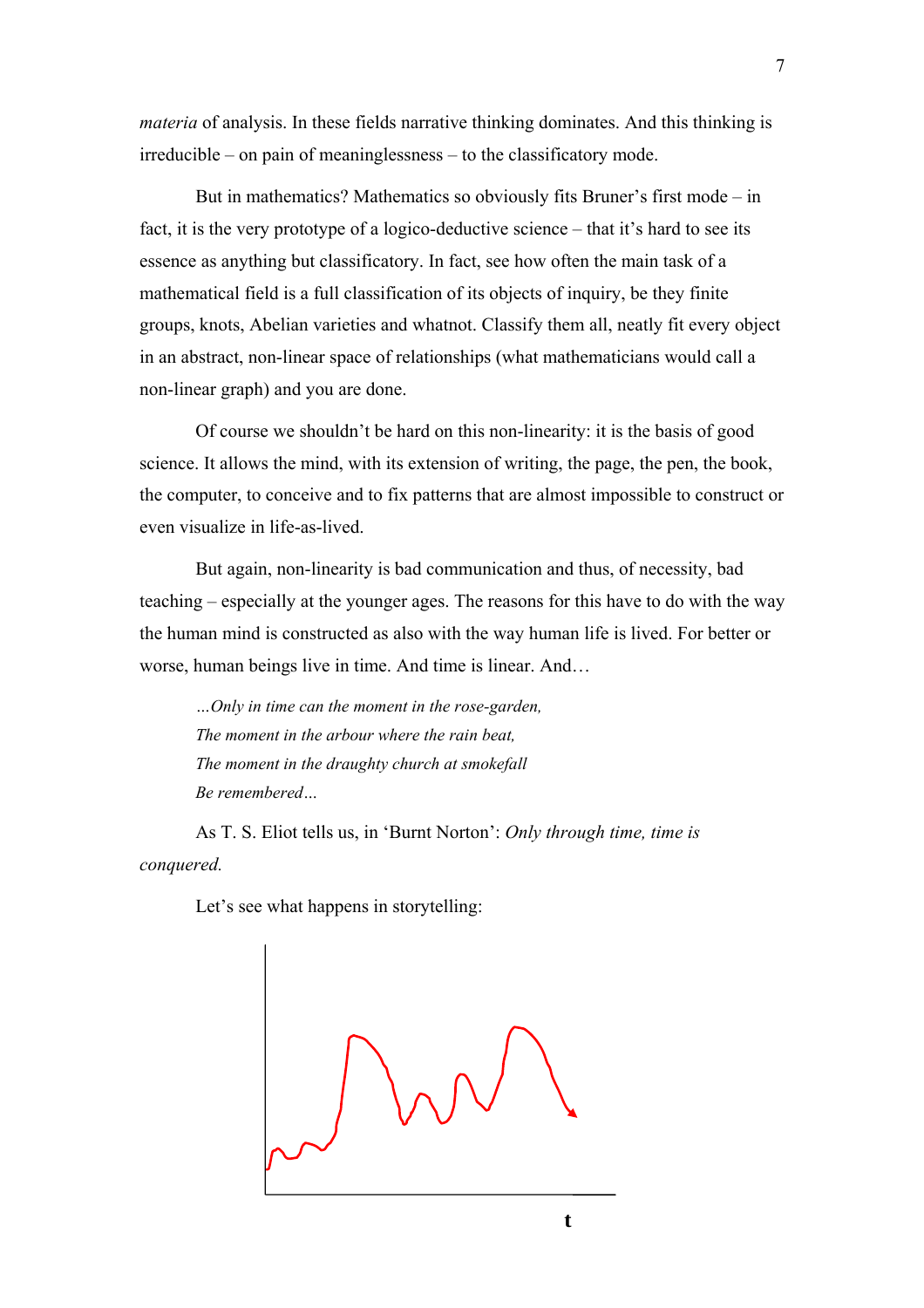*materia* of analysis. In these fields narrative thinking dominates. And this thinking is irreducible – on pain of meaninglessness – to the classificatory mode.

But in mathematics? Mathematics so obviously fits Bruner's first mode – in fact, it is the very prototype of a logico-deductive science – that it's hard to see its essence as anything but classificatory. In fact, see how often the main task of a mathematical field is a full classification of its objects of inquiry, be they finite groups, knots, Abelian varieties and whatnot. Classify them all, neatly fit every object in an abstract, non-linear space of relationships (what mathematicians would call a non-linear graph) and you are done.

Of course we shouldn't be hard on this non-linearity: it is the basis of good science. It allows the mind, with its extension of writing, the page, the pen, the book, the computer, to conceive and to fix patterns that are almost impossible to construct or even visualize in life-as-lived.

But again, non-linearity is bad communication and thus, of necessity, bad teaching – especially at the younger ages. The reasons for this have to do with the way the human mind is constructed as also with the way human life is lived. For better or worse, human beings live in time. And time is linear. And…

> *…Only in time can the moment in the rose-garden,*
> *The moment in the arbour where the rain beat,*
> *The moment in the draughty church at smokefall*
> *Be remembered…*

As T. S. Eliot tells us, in 'Burnt Norton': *Only through time, time is conquered.*

Let's see what happens in storytelling:

t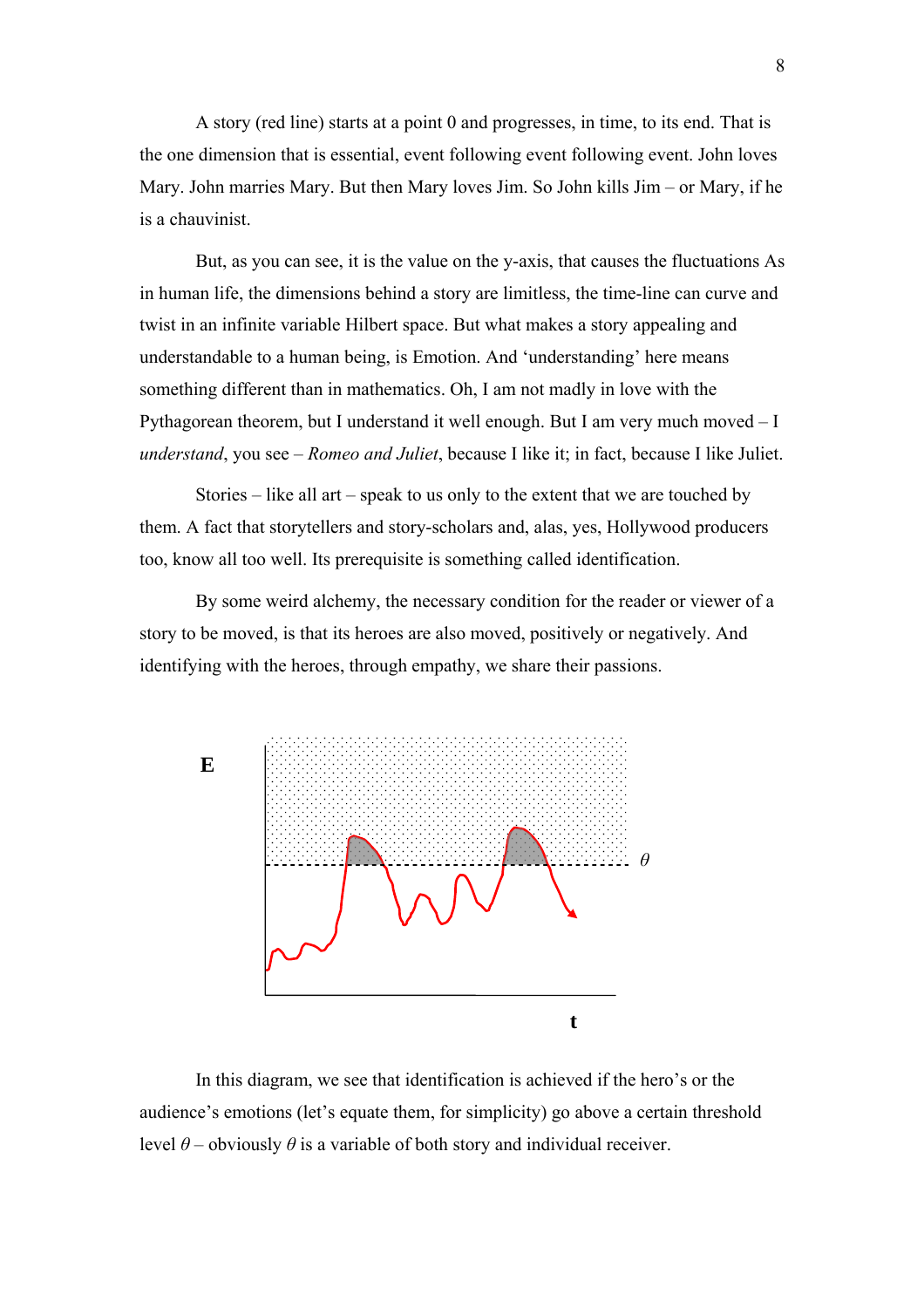A story (red line) starts at a point 0 and progresses, in time, to its end. That is the one dimension that is essential, event following event following event. John loves Mary. John marries Mary. But then Mary loves Jim. So John kills Jim – or Mary, if he is a chauvinist.

But, as you can see, it is the value on the y-axis, that causes the fluctuations As in human life, the dimensions behind a story are limitless, the time-line can curve and twist in an infinite variable Hilbert space. But what makes a story appealing and understandable to a human being, is Emotion. And 'understanding' here means something different than in mathematics. Oh, I am not madly in love with the Pythagorean theorem, but I understand it well enough. But I am very much moved – I *understand*, you see – *Romeo and Juliet*, because I like it; in fact, because I like Juliet.

Stories – like all art – speak to us only to the extent that we are touched by them. A fact that storytellers and story-scholars and, alas, yes, Hollywood producers too, know all too well. Its prerequisite is something called identification.

By some weird alchemy, the necessary condition for the reader or viewer of a story to be moved, is that its heroes are also moved, positively or negatively. And identifying with the heroes, through empathy, we share their passions.

In this diagram, we see that identification is achieved if the hero's or the audience's emotions (let's equate them, for simplicity) go above a certain threshold level $\theta$ – obviously $\theta$ is a variable of both story and individual receiver.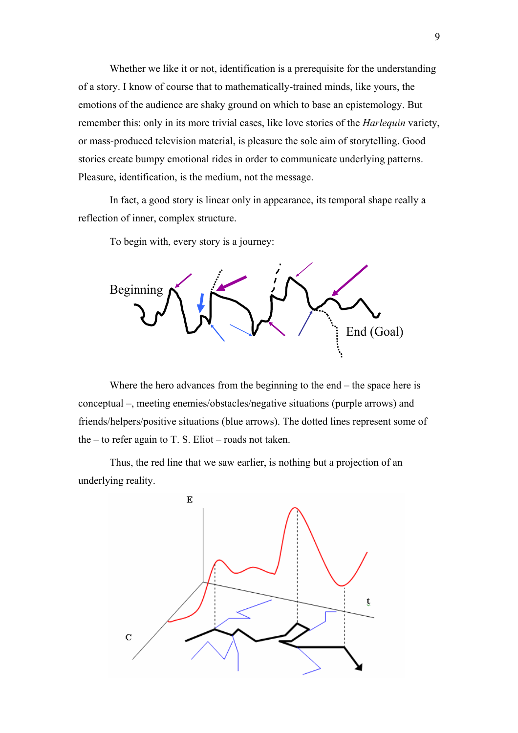Whether we like it or not, identification is a prerequisite for the understanding of a story. I know of course that to mathematically-trained minds, like yours, the emotions of the audience are shaky ground on which to base an epistemology. But remember this: only in its more trivial cases, like love stories of the *Harlequin* variety, or mass-produced television material, is pleasure the sole aim of storytelling. Good stories create bumpy emotional rides in order to communicate underlying patterns. Pleasure, identification, is the medium, not the message.

In fact, a good story is linear only in appearance, its temporal shape really a reflection of inner, complex structure.

To begin with, every story is a journey:

Where the hero advances from the beginning to the end – the space here is conceptual –, meeting enemies/obstacles/negative situations (purple arrows) and friends/helpers/positive situations (blue arrows). The dotted lines represent some of the – to refer again to T. S. Eliot – roads not taken.

Thus, the red line that we saw earlier, is nothing but a projection of an underlying reality.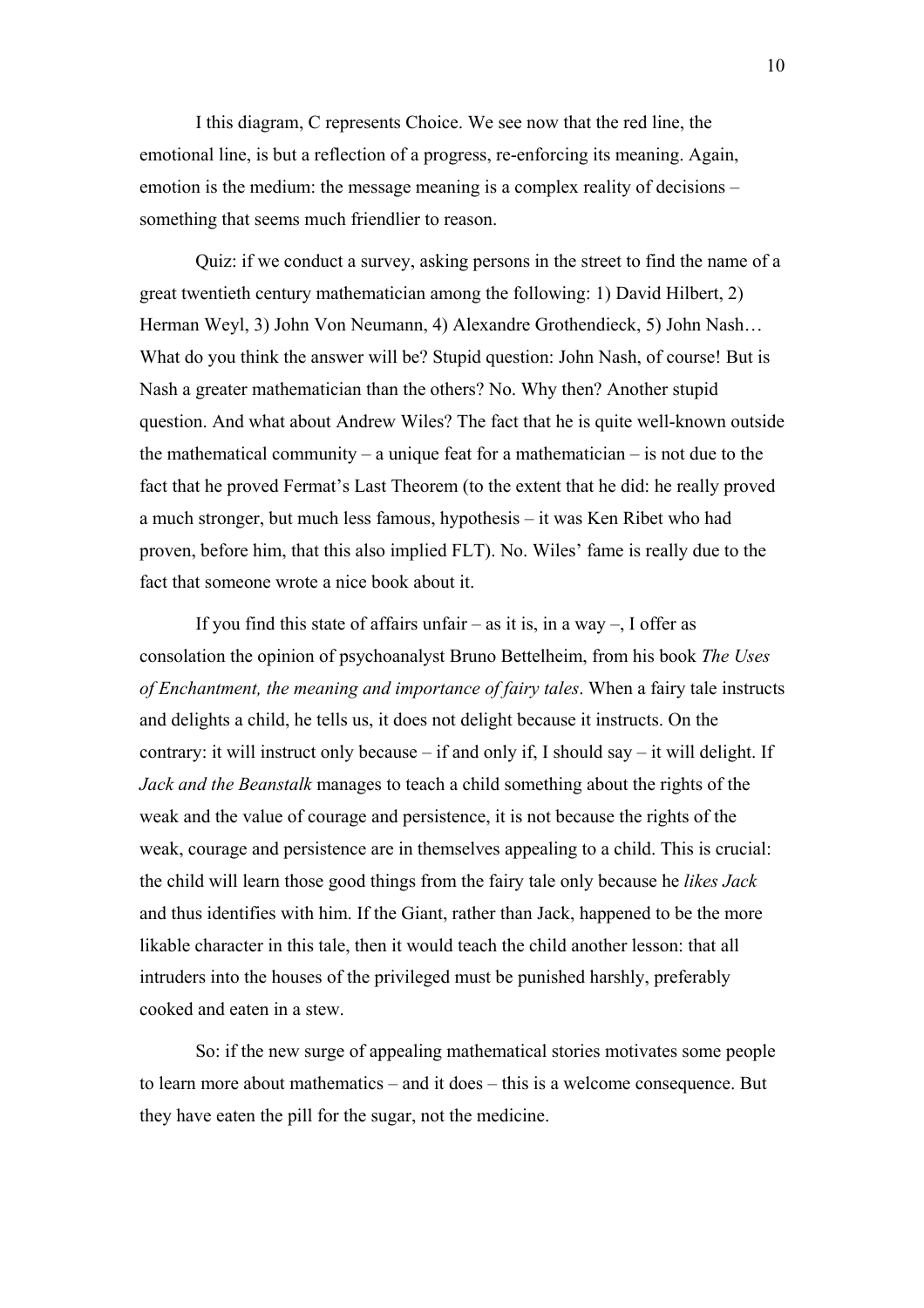I this diagram, C represents Choice. We see now that the red line, the emotional line, is but a reflection of a progress, re-enforcing its meaning. Again, emotion is the medium: the message meaning is a complex reality of decisions – something that seems much friendlier to reason.

Quiz: if we conduct a survey, asking persons in the street to find the name of a great twentieth century mathematician among the following: 1) David Hilbert, 2) Herman Weyl, 3) John Von Neumann, 4) Alexandre Grothendieck, 5) John Nash… What do you think the answer will be? Stupid question: John Nash, of course! But is Nash a greater mathematician than the others? No. Why then? Another stupid question. And what about Andrew Wiles? The fact that he is quite well-known outside the mathematical community – a unique feat for a mathematician – is not due to the fact that he proved Fermat's Last Theorem (to the extent that he did: he really proved a much stronger, but much less famous, hypothesis – it was Ken Ribet who had proven, before him, that this also implied FLT). No. Wiles' fame is really due to the fact that someone wrote a nice book about it.

If you find this state of affairs unfair – as it is, in a way –, I offer as consolation the opinion of psychoanalyst Bruno Bettelheim, from his book *The Uses of Enchantment, the meaning and importance of fairy tales*. When a fairy tale instructs and delights a child, he tells us, it does not delight because it instructs. On the contrary: it will instruct only because – if and only if, I should say – it will delight. If *Jack and the Beanstalk* manages to teach a child something about the rights of the weak and the value of courage and persistence, it is not because the rights of the weak, courage and persistence are in themselves appealing to a child. This is crucial: the child will learn those good things from the fairy tale only because he *likes Jack* and thus identifies with him. If the Giant, rather than Jack, happened to be the more likable character in this tale, then it would teach the child another lesson: that all intruders into the houses of the privileged must be punished harshly, preferably cooked and eaten in a stew.

So: if the new surge of appealing mathematical stories motivates some people to learn more about mathematics – and it does – this is a welcome consequence. But they have eaten the pill for the sugar, not the medicine.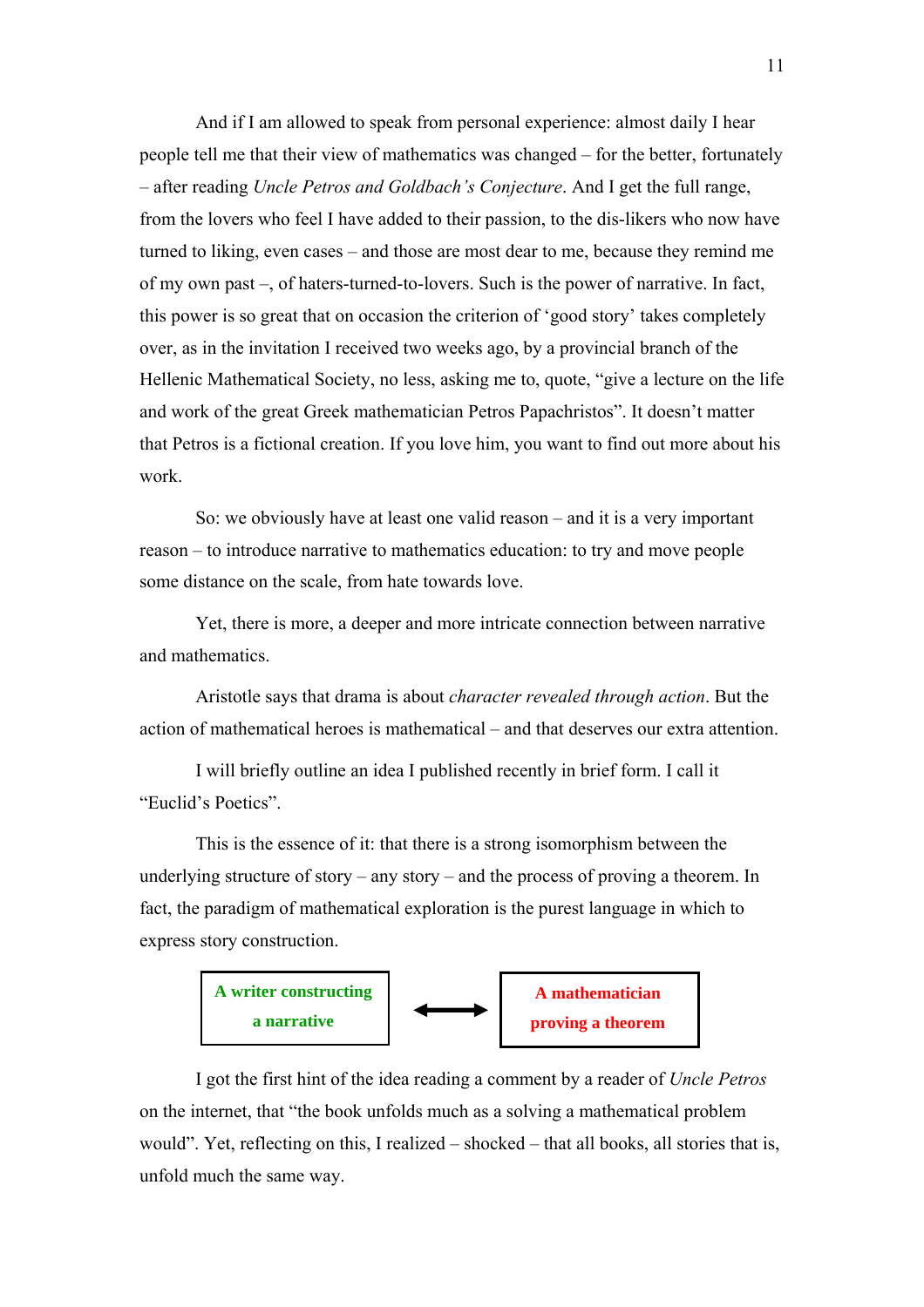And if I am allowed to speak from personal experience: almost daily I hear people tell me that their view of mathematics was changed – for the better, fortunately – after reading *Uncle Petros and Goldbach's Conjecture*. And I get the full range, from the lovers who feel I have added to their passion, to the dis-likers who now have turned to liking, even cases – and those are most dear to me, because they remind me of my own past –, of haters-turned-to-lovers. Such is the power of narrative. In fact, this power is so great that on occasion the criterion of 'good story' takes completely over, as in the invitation I received two weeks ago, by a provincial branch of the Hellenic Mathematical Society, no less, asking me to, quote, "give a lecture on the life and work of the great Greek mathematician Petros Papachristos". It doesn't matter that Petros is a fictional creation. If you love him, you want to find out more about his work.

So: we obviously have at least one valid reason – and it is a very important reason – to introduce narrative to mathematics education: to try and move people some distance on the scale, from hate towards love.

Yet, there is more, a deeper and more intricate connection between narrative and mathematics.

Aristotle says that drama is about *character revealed through action*. But the action of mathematical heroes is mathematical – and that deserves our extra attention.

I will briefly outline an idea I published recently in brief form. I call it "Euclid's Poetics".

This is the essence of it: that there is a strong isomorphism between the underlying structure of story – any story – and the process of proving a theorem. In fact, the paradigm of mathematical exploration is the purest language in which to express story construction.

**A writer constructing a narrative** ⟷ **A mathematician proving a theorem**

I got the first hint of the idea reading a comment by a reader of *Uncle Petros* on the internet, that "the book unfolds much as a solving a mathematical problem would". Yet, reflecting on this, I realized – shocked – that all books, all stories that is, unfold much the same way.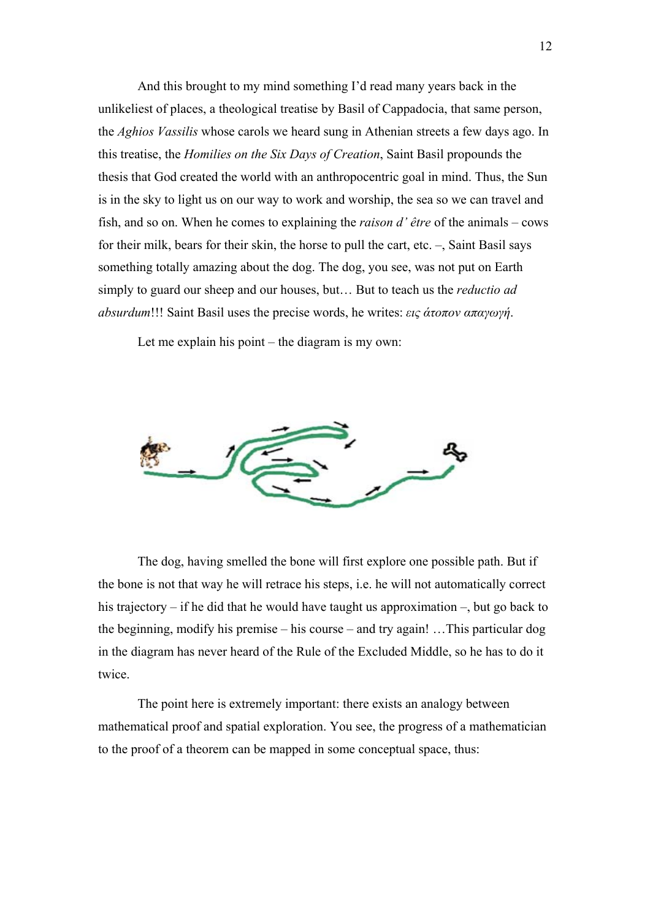And this brought to my mind something I'd read many years back in the unlikeliest of places, a theological treatise by Basil of Cappadocia, that same person, the *Aghios Vassilis* whose carols we heard sung in Athenian streets a few days ago. In this treatise, the *Homilies on the Six Days of Creation*, Saint Basil propounds the thesis that God created the world with an anthropocentric goal in mind. Thus, the Sun is in the sky to light us on our way to work and worship, the sea so we can travel and fish, and so on. When he comes to explaining the *raison d' être* of the animals – cows for their milk, bears for their skin, the horse to pull the cart, etc. –, Saint Basil says something totally amazing about the dog. The dog, you see, was not put on Earth simply to guard our sheep and our houses, but… But to teach us the *reductio ad absurdum*!!! Saint Basil uses the precise words, he writes: *εις άτοπον απαγωγή*.

Let me explain his point – the diagram is my own:

The dog, having smelled the bone will first explore one possible path. But if the bone is not that way he will retrace his steps, i.e. he will not automatically correct his trajectory – if he did that he would have taught us approximation –, but go back to the beginning, modify his premise – his course – and try again! …This particular dog in the diagram has never heard of the Rule of the Excluded Middle, so he has to do it twice.

The point here is extremely important: there exists an analogy between mathematical proof and spatial exploration. You see, the progress of a mathematician to the proof of a theorem can be mapped in some conceptual space, thus: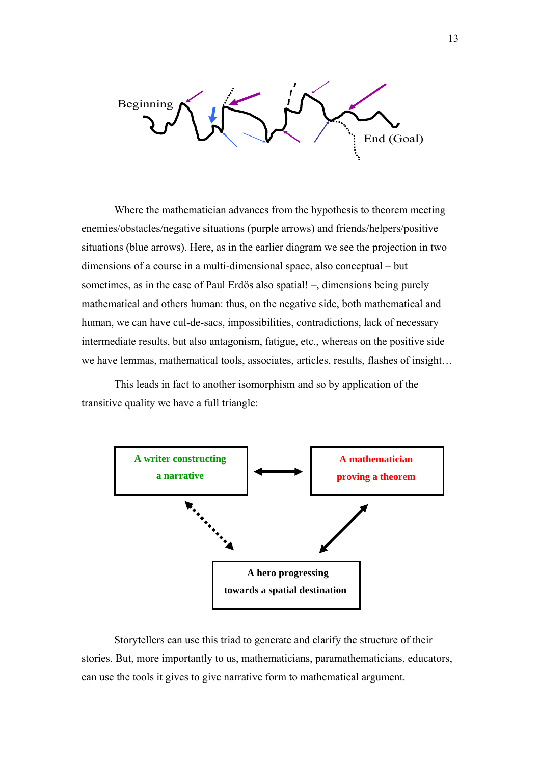Beginning

End (Goal)

Where the mathematician advances from the hypothesis to theorem meeting enemies/obstacles/negative situations (purple arrows) and friends/helpers/positive situations (blue arrows). Here, as in the earlier diagram we see the projection in two dimensions of a course in a multi-dimensional space, also conceptual – but sometimes, as in the case of Paul Erdös also spatial! –, dimensions being purely mathematical and others human: thus, on the negative side, both mathematical and human, we can have cul-de-sacs, impossibilities, contradictions, lack of necessary intermediate results, but also antagonism, fatigue, etc., whereas on the positive side we have lemmas, mathematical tools, associates, articles, results, flashes of insight…

This leads in fact to another isomorphism and so by application of the transitive quality we have a full triangle:

**A writer constructing a narrative**

**A mathematician proving a theorem**

**A hero progressing towards a spatial destination**

Storytellers can use this triad to generate and clarify the structure of their stories. But, more importantly to us, mathematicians, paramathematicians, educators, can use the tools it gives to give narrative form to mathematical argument.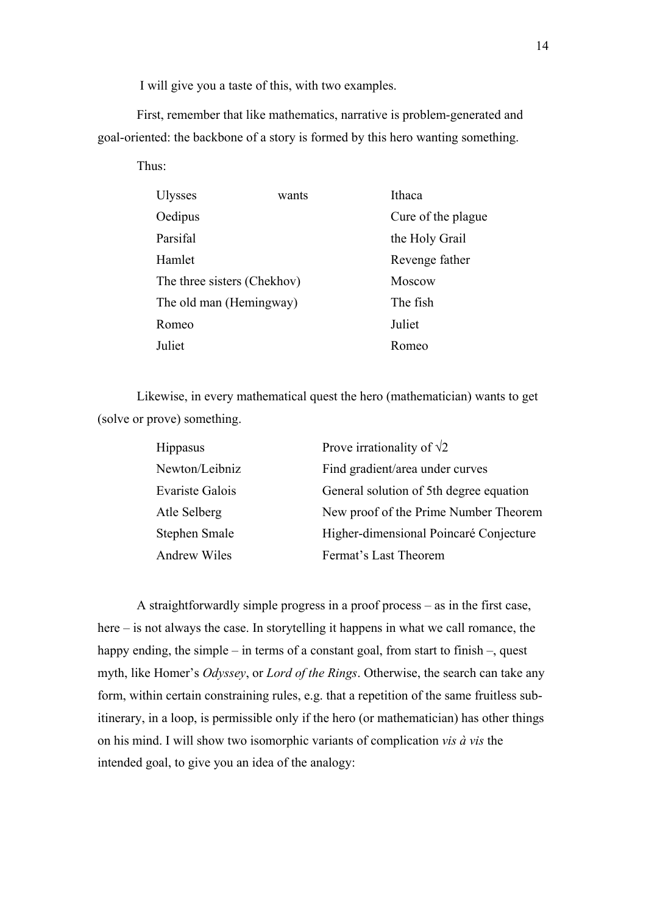I will give you a taste of this, with two examples.

First, remember that like mathematics, narrative is problem-generated and goal-oriented: the backbone of a story is formed by this hero wanting something.

Thus:

| | | |
|---|---|---|
| Ulysses | wants | Ithaca |
| Oedipus | | Cure of the plague |
| Parsifal | | the Holy Grail |
| Hamlet | | Revenge father |
| The three sisters (Chekhov) | | Moscow |
| The old man (Hemingway) | | The fish |
| Romeo | | Juliet |
| Juliet | | Romeo |

Likewise, in every mathematical quest the hero (mathematician) wants to get (solve or prove) something.

| | |
|---|---|
| Hippasus | Prove irrationality of $\sqrt{2}$ |
| Newton/Leibniz | Find gradient/area under curves |
| Evariste Galois | General solution of 5th degree equation |
| Atle Selberg | New proof of the Prime Number Theorem |
| Stephen Smale | Higher-dimensional Poincaré Conjecture |
| Andrew Wiles | Fermat's Last Theorem |

A straightforwardly simple progress in a proof process – as in the first case, here – is not always the case. In storytelling it happens in what we call romance, the happy ending, the simple – in terms of a constant goal, from start to finish –, quest myth, like Homer's *Odyssey*, or *Lord of the Rings*. Otherwise, the search can take any form, within certain constraining rules, e.g. that a repetition of the same fruitless sub-itinerary, in a loop, is permissible only if the hero (or mathematician) has other things on his mind. I will show two isomorphic variants of complication *vis à vis* the intended goal, to give you an idea of the analogy: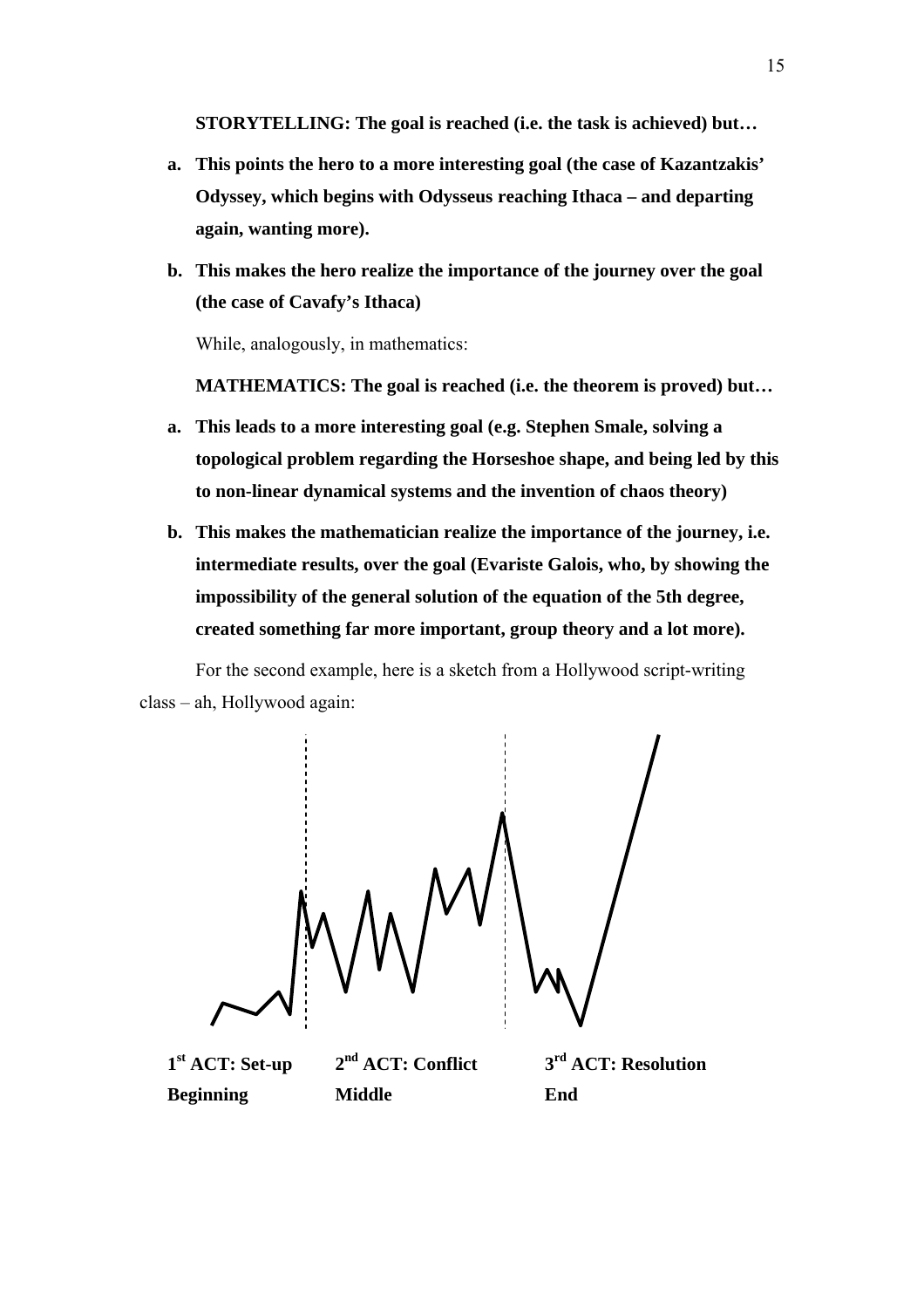**STORYTELLING: The goal is reached (i.e. the task is achieved) but…**

a. **This points the hero to a more interesting goal (the case of Kazantzakis' Odyssey, which begins with Odysseus reaching Ithaca – and departing again, wanting more).**
b. **This makes the hero realize the importance of the journey over the goal (the case of Cavafy's Ithaca)**

While, analogously, in mathematics:

**MATHEMATICS: The goal is reached (i.e. the theorem is proved) but…**

a. **This leads to a more interesting goal (e.g. Stephen Smale, solving a topological problem regarding the Horseshoe shape, and being led by this to non-linear dynamical systems and the invention of chaos theory)**
b. **This makes the mathematician realize the importance of the journey, i.e. intermediate results, over the goal (Evariste Galois, who, by showing the impossibility of the general solution of the equation of the 5th degree, created something far more important, group theory and a lot more).**

For the second example, here is a sketch from a Hollywood script-writing class – ah, Hollywood again:

**1st ACT: Set-up** **Beginning** | **2nd ACT: Conflict** **Middle** | **3rd ACT: Resolution** **End**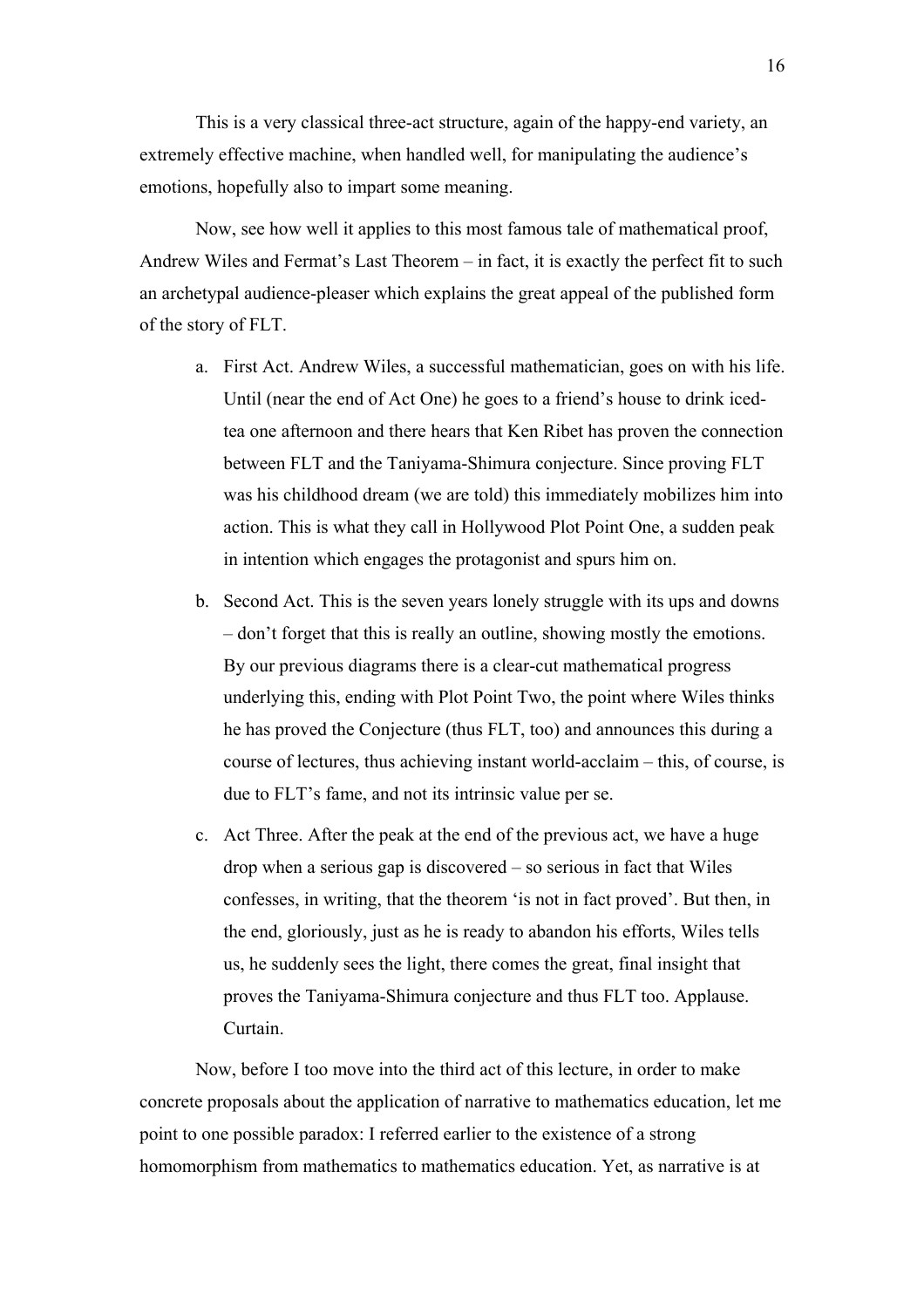This is a very classical three-act structure, again of the happy-end variety, an extremely effective machine, when handled well, for manipulating the audience's emotions, hopefully also to impart some meaning.

Now, see how well it applies to this most famous tale of mathematical proof, Andrew Wiles and Fermat's Last Theorem – in fact, it is exactly the perfect fit to such an archetypal audience-pleaser which explains the great appeal of the published form of the story of FLT.

a. First Act. Andrew Wiles, a successful mathematician, goes on with his life. Until (near the end of Act One) he goes to a friend's house to drink iced-tea one afternoon and there hears that Ken Ribet has proven the connection between FLT and the Taniyama-Shimura conjecture. Since proving FLT was his childhood dream (we are told) this immediately mobilizes him into action. This is what they call in Hollywood Plot Point One, a sudden peak in intention which engages the protagonist and spurs him on.

b. Second Act. This is the seven years lonely struggle with its ups and downs – don't forget that this is really an outline, showing mostly the emotions. By our previous diagrams there is a clear-cut mathematical progress underlying this, ending with Plot Point Two, the point where Wiles thinks he has proved the Conjecture (thus FLT, too) and announces this during a course of lectures, thus achieving instant world-acclaim – this, of course, is due to FLT's fame, and not its intrinsic value per se.

c. Act Three. After the peak at the end of the previous act, we have a huge drop when a serious gap is discovered – so serious in fact that Wiles confesses, in writing, that the theorem 'is not in fact proved'. But then, in the end, gloriously, just as he is ready to abandon his efforts, Wiles tells us, he suddenly sees the light, there comes the great, final insight that proves the Taniyama-Shimura conjecture and thus FLT too. Applause. Curtain.

Now, before I too move into the third act of this lecture, in order to make concrete proposals about the application of narrative to mathematics education, let me point to one possible paradox: I referred earlier to the existence of a strong homomorphism from mathematics to mathematics education. Yet, as narrative is at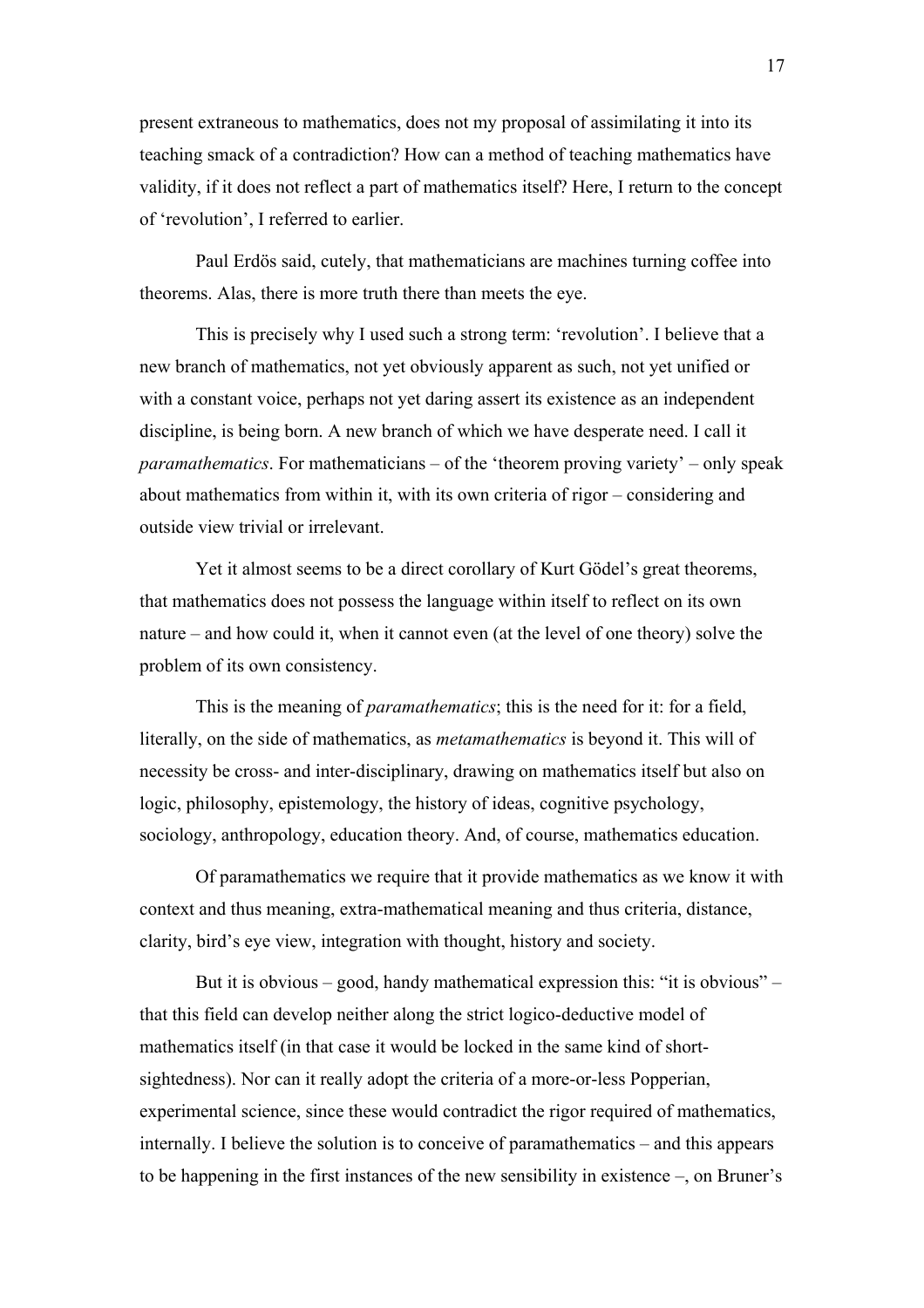present extraneous to mathematics, does not my proposal of assimilating it into its teaching smack of a contradiction? How can a method of teaching mathematics have validity, if it does not reflect a part of mathematics itself? Here, I return to the concept of 'revolution', I referred to earlier.

Paul Erdös said, cutely, that mathematicians are machines turning coffee into theorems. Alas, there is more truth there than meets the eye.

This is precisely why I used such a strong term: 'revolution'. I believe that a new branch of mathematics, not yet obviously apparent as such, not yet unified or with a constant voice, perhaps not yet daring assert its existence as an independent discipline, is being born. A new branch of which we have desperate need. I call it *paramathematics*. For mathematicians – of the 'theorem proving variety' – only speak about mathematics from within it, with its own criteria of rigor – considering and outside view trivial or irrelevant.

Yet it almost seems to be a direct corollary of Kurt Gödel's great theorems, that mathematics does not possess the language within itself to reflect on its own nature – and how could it, when it cannot even (at the level of one theory) solve the problem of its own consistency.

This is the meaning of *paramathematics*; this is the need for it: for a field, literally, on the side of mathematics, as *metamathematics* is beyond it. This will of necessity be cross- and inter-disciplinary, drawing on mathematics itself but also on logic, philosophy, epistemology, the history of ideas, cognitive psychology, sociology, anthropology, education theory. And, of course, mathematics education.

Of paramathematics we require that it provide mathematics as we know it with context and thus meaning, extra-mathematical meaning and thus criteria, distance, clarity, bird's eye view, integration with thought, history and society.

But it is obvious – good, handy mathematical expression this: "it is obvious" – that this field can develop neither along the strict logico-deductive model of mathematics itself (in that case it would be locked in the same kind of short-sightedness). Nor can it really adopt the criteria of a more-or-less Popperian, experimental science, since these would contradict the rigor required of mathematics, internally. I believe the solution is to conceive of paramathematics – and this appears to be happening in the first instances of the new sensibility in existence –, on Bruner's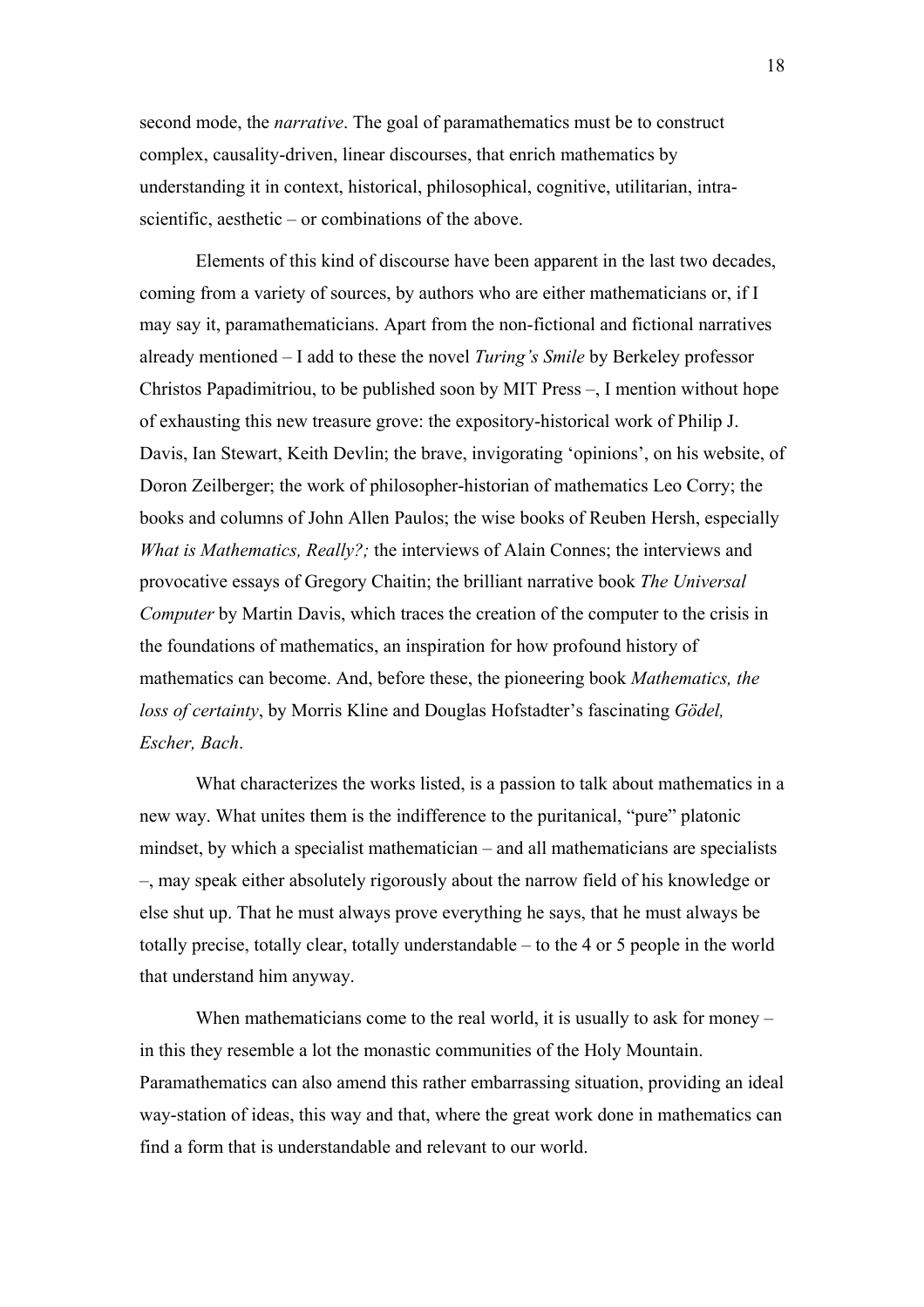second mode, the *narrative*. The goal of paramathematics must be to construct complex, causality-driven, linear discourses, that enrich mathematics by understanding it in context, historical, philosophical, cognitive, utilitarian, intra-scientific, aesthetic – or combinations of the above.

Elements of this kind of discourse have been apparent in the last two decades, coming from a variety of sources, by authors who are either mathematicians or, if I may say it, paramathematicians. Apart from the non-fictional and fictional narratives already mentioned – I add to these the novel *Turing's Smile* by Berkeley professor Christos Papadimitriou, to be published soon by MIT Press –, I mention without hope of exhausting this new treasure grove: the expository-historical work of Philip J. Davis, Ian Stewart, Keith Devlin; the brave, invigorating 'opinions', on his website, of Doron Zeilberger; the work of philosopher-historian of mathematics Leo Corry; the books and columns of John Allen Paulos; the wise books of Reuben Hersh, especially *What is Mathematics, Really?;* the interviews of Alain Connes; the interviews and provocative essays of Gregory Chaitin; the brilliant narrative book *The Universal Computer* by Martin Davis, which traces the creation of the computer to the crisis in the foundations of mathematics, an inspiration for how profound history of mathematics can become. And, before these, the pioneering book *Mathematics, the loss of certainty*, by Morris Kline and Douglas Hofstadter's fascinating *Gödel, Escher, Bach*.

What characterizes the works listed, is a passion to talk about mathematics in a new way. What unites them is the indifference to the puritanical, "pure" platonic mindset, by which a specialist mathematician – and all mathematicians are specialists –, may speak either absolutely rigorously about the narrow field of his knowledge or else shut up. That he must always prove everything he says, that he must always be totally precise, totally clear, totally understandable – to the 4 or 5 people in the world that understand him anyway.

When mathematicians come to the real world, it is usually to ask for money – in this they resemble a lot the monastic communities of the Holy Mountain. Paramathematics can also amend this rather embarrassing situation, providing an ideal way-station of ideas, this way and that, where the great work done in mathematics can find a form that is understandable and relevant to our world.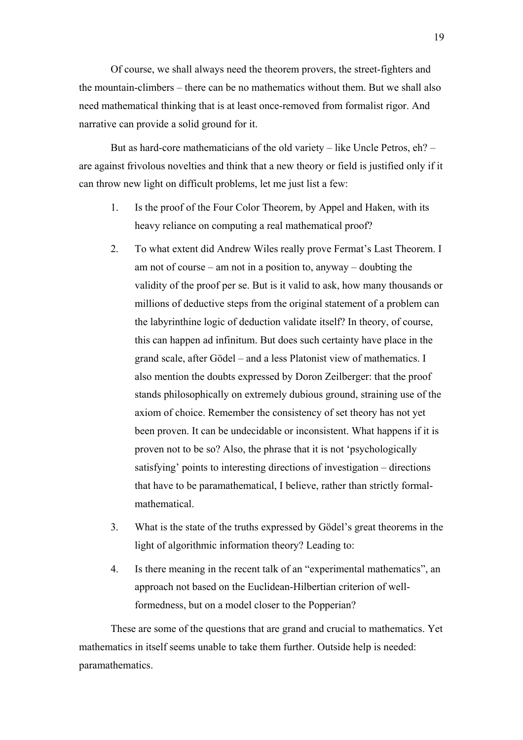Of course, we shall always need the theorem provers, the street-fighters and the mountain-climbers – there can be no mathematics without them. But we shall also need mathematical thinking that is at least once-removed from formalist rigor. And narrative can provide a solid ground for it.

But as hard-core mathematicians of the old variety – like Uncle Petros, eh? – are against frivolous novelties and think that a new theory or field is justified only if it can throw new light on difficult problems, let me just list a few:

1. Is the proof of the Four Color Theorem, by Appel and Haken, with its heavy reliance on computing a real mathematical proof?
2. To what extent did Andrew Wiles really prove Fermat's Last Theorem. I am not of course – am not in a position to, anyway – doubting the validity of the proof per se. But is it valid to ask, how many thousands or millions of deductive steps from the original statement of a problem can the labyrinthine logic of deduction validate itself? In theory, of course, this can happen ad infinitum. But does such certainty have place in the grand scale, after Gödel – and a less Platonist view of mathematics. I also mention the doubts expressed by Doron Zeilberger: that the proof stands philosophically on extremely dubious ground, straining use of the axiom of choice. Remember the consistency of set theory has not yet been proven. It can be undecidable or inconsistent. What happens if it is proven not to be so? Also, the phrase that it is not 'psychologically satisfying' points to interesting directions of investigation – directions that have to be paramathematical, I believe, rather than strictly formal-mathematical.
3. What is the state of the truths expressed by Gödel's great theorems in the light of algorithmic information theory? Leading to:
4. Is there meaning in the recent talk of an "experimental mathematics", an approach not based on the Euclidean-Hilbertian criterion of well-formedness, but on a model closer to the Popperian?

These are some of the questions that are grand and crucial to mathematics. Yet mathematics in itself seems unable to take them further. Outside help is needed: paramathematics.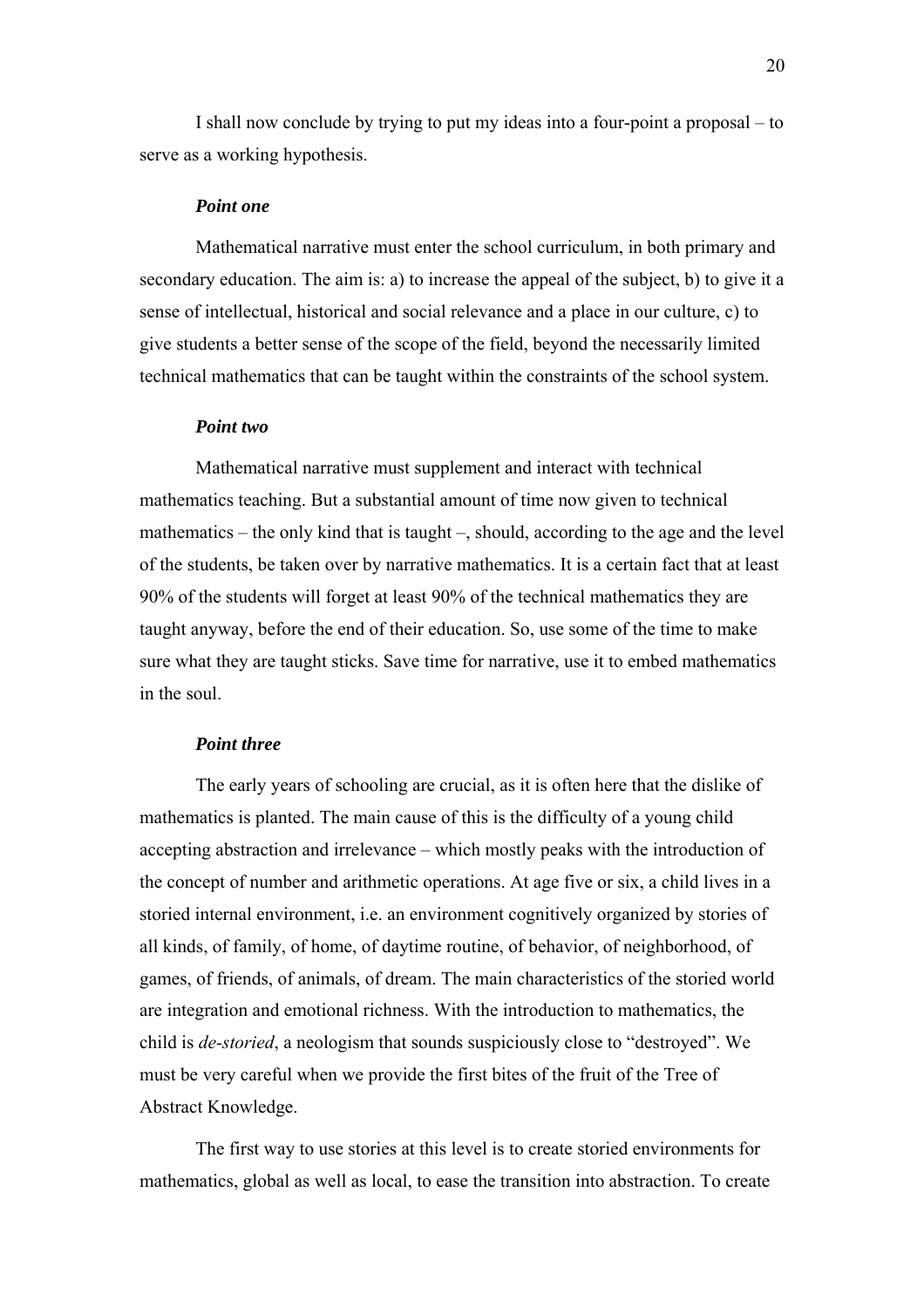I shall now conclude by trying to put my ideas into a four-point a proposal – to serve as a working hypothesis.

***Point one***

Mathematical narrative must enter the school curriculum, in both primary and secondary education. The aim is: a) to increase the appeal of the subject, b) to give it a sense of intellectual, historical and social relevance and a place in our culture, c) to give students a better sense of the scope of the field, beyond the necessarily limited technical mathematics that can be taught within the constraints of the school system.

***Point two***

Mathematical narrative must supplement and interact with technical mathematics teaching. But a substantial amount of time now given to technical mathematics – the only kind that is taught –, should, according to the age and the level of the students, be taken over by narrative mathematics. It is a certain fact that at least 90% of the students will forget at least 90% of the technical mathematics they are taught anyway, before the end of their education. So, use some of the time to make sure what they are taught sticks. Save time for narrative, use it to embed mathematics in the soul.

***Point three***

The early years of schooling are crucial, as it is often here that the dislike of mathematics is planted. The main cause of this is the difficulty of a young child accepting abstraction and irrelevance – which mostly peaks with the introduction of the concept of number and arithmetic operations. At age five or six, a child lives in a storied internal environment, i.e. an environment cognitively organized by stories of all kinds, of family, of home, of daytime routine, of behavior, of neighborhood, of games, of friends, of animals, of dream. The main characteristics of the storied world are integration and emotional richness. With the introduction to mathematics, the child is *de-storied*, a neologism that sounds suspiciously close to "destroyed". We must be very careful when we provide the first bites of the fruit of the Tree of Abstract Knowledge.

The first way to use stories at this level is to create storied environments for mathematics, global as well as local, to ease the transition into abstraction. To create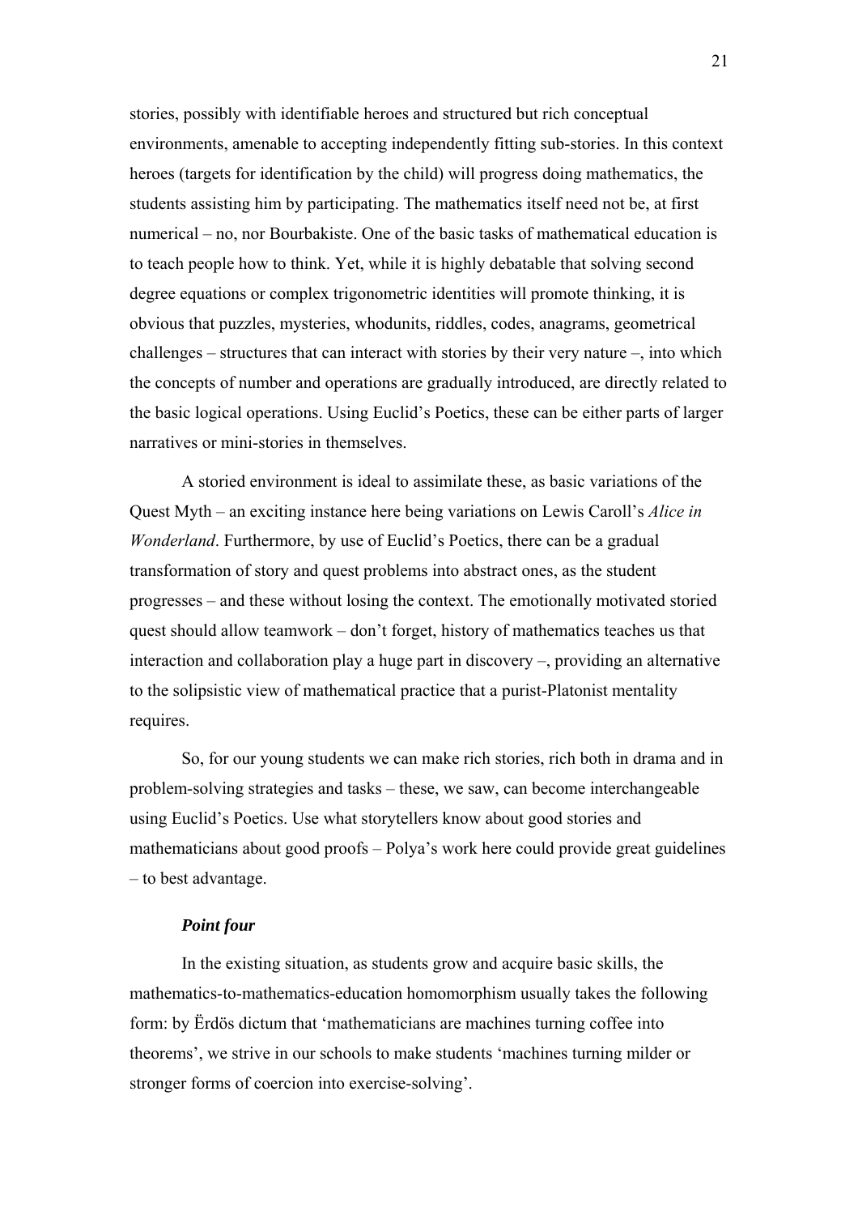stories, possibly with identifiable heroes and structured but rich conceptual environments, amenable to accepting independently fitting sub-stories. In this context heroes (targets for identification by the child) will progress doing mathematics, the students assisting him by participating. The mathematics itself need not be, at first numerical – no, nor Bourbakiste. One of the basic tasks of mathematical education is to teach people how to think. Yet, while it is highly debatable that solving second degree equations or complex trigonometric identities will promote thinking, it is obvious that puzzles, mysteries, whodunits, riddles, codes, anagrams, geometrical challenges – structures that can interact with stories by their very nature –, into which the concepts of number and operations are gradually introduced, are directly related to the basic logical operations. Using Euclid's Poetics, these can be either parts of larger narratives or mini-stories in themselves.

A storied environment is ideal to assimilate these, as basic variations of the Quest Myth – an exciting instance here being variations on Lewis Caroll's *Alice in Wonderland*. Furthermore, by use of Euclid's Poetics, there can be a gradual transformation of story and quest problems into abstract ones, as the student progresses – and these without losing the context. The emotionally motivated storied quest should allow teamwork – don't forget, history of mathematics teaches us that interaction and collaboration play a huge part in discovery –, providing an alternative to the solipsistic view of mathematical practice that a purist-Platonist mentality requires.

So, for our young students we can make rich stories, rich both in drama and in problem-solving strategies and tasks – these, we saw, can become interchangeable using Euclid's Poetics. Use what storytellers know about good stories and mathematicians about good proofs – Polya's work here could provide great guidelines – to best advantage.

***Point four***

In the existing situation, as students grow and acquire basic skills, the mathematics-to-mathematics-education homomorphism usually takes the following form: by Ërdös dictum that 'mathematicians are machines turning coffee into theorems', we strive in our schools to make students 'machines turning milder or stronger forms of coercion into exercise-solving'.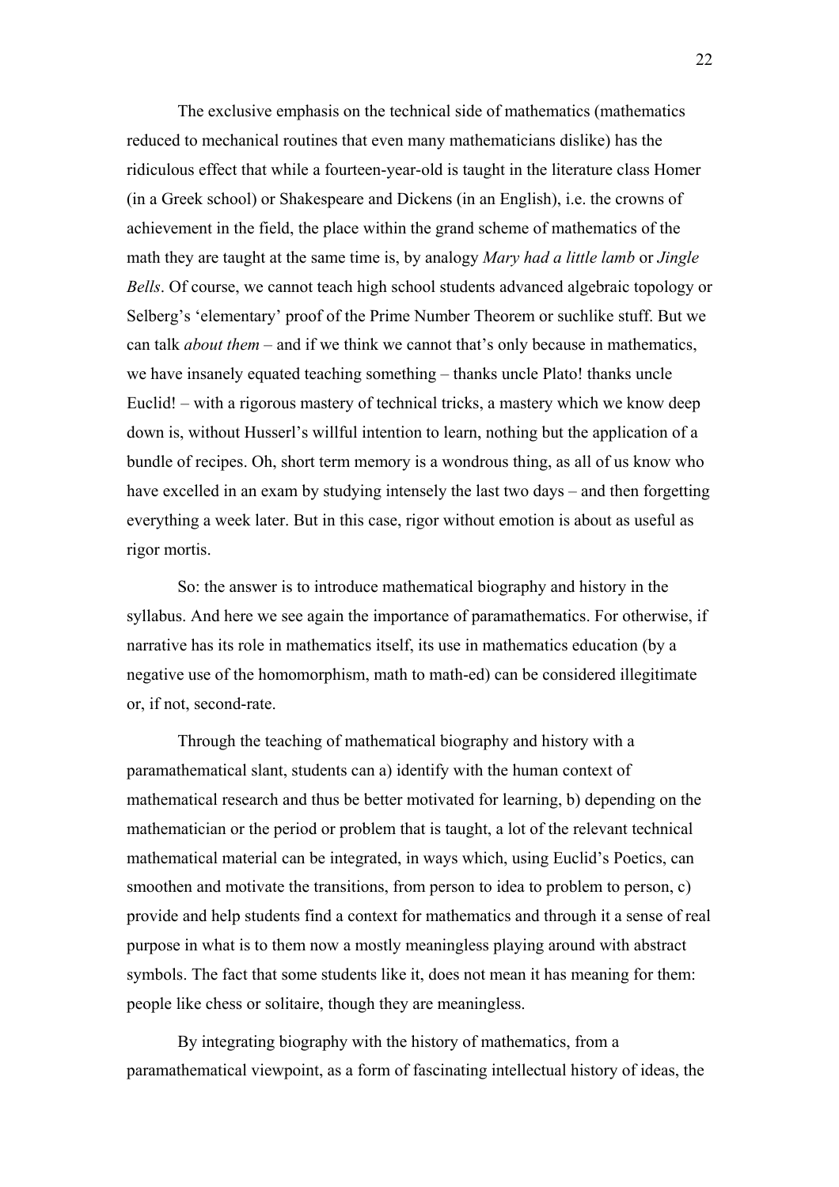The exclusive emphasis on the technical side of mathematics (mathematics reduced to mechanical routines that even many mathematicians dislike) has the ridiculous effect that while a fourteen-year-old is taught in the literature class Homer (in a Greek school) or Shakespeare and Dickens (in an English), i.e. the crowns of achievement in the field, the place within the grand scheme of mathematics of the math they are taught at the same time is, by analogy *Mary had a little lamb* or *Jingle Bells*. Of course, we cannot teach high school students advanced algebraic topology or Selberg's 'elementary' proof of the Prime Number Theorem or suchlike stuff. But we can talk *about them* – and if we think we cannot that's only because in mathematics, we have insanely equated teaching something – thanks uncle Plato! thanks uncle Euclid! – with a rigorous mastery of technical tricks, a mastery which we know deep down is, without Husserl's willful intention to learn, nothing but the application of a bundle of recipes. Oh, short term memory is a wondrous thing, as all of us know who have excelled in an exam by studying intensely the last two days – and then forgetting everything a week later. But in this case, rigor without emotion is about as useful as rigor mortis.

So: the answer is to introduce mathematical biography and history in the syllabus. And here we see again the importance of paramathematics. For otherwise, if narrative has its role in mathematics itself, its use in mathematics education (by a negative use of the homomorphism, math to math-ed) can be considered illegitimate or, if not, second-rate.

Through the teaching of mathematical biography and history with a paramathematical slant, students can a) identify with the human context of mathematical research and thus be better motivated for learning, b) depending on the mathematician or the period or problem that is taught, a lot of the relevant technical mathematical material can be integrated, in ways which, using Euclid's Poetics, can smoothen and motivate the transitions, from person to idea to problem to person, c) provide and help students find a context for mathematics and through it a sense of real purpose in what is to them now a mostly meaningless playing around with abstract symbols. The fact that some students like it, does not mean it has meaning for them: people like chess or solitaire, though they are meaningless.

By integrating biography with the history of mathematics, from a paramathematical viewpoint, as a form of fascinating intellectual history of ideas, the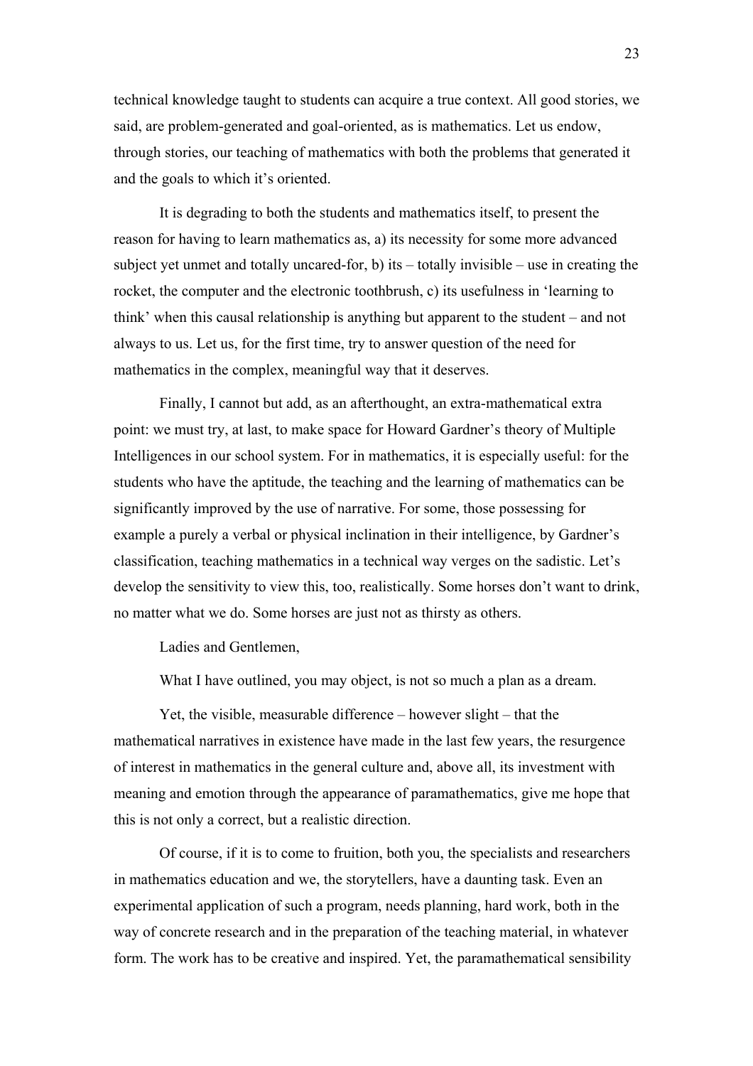technical knowledge taught to students can acquire a true context. All good stories, we said, are problem-generated and goal-oriented, as is mathematics. Let us endow, through stories, our teaching of mathematics with both the problems that generated it and the goals to which it's oriented.

It is degrading to both the students and mathematics itself, to present the reason for having to learn mathematics as, a) its necessity for some more advanced subject yet unmet and totally uncared-for, b) its – totally invisible – use in creating the rocket, the computer and the electronic toothbrush, c) its usefulness in 'learning to think' when this causal relationship is anything but apparent to the student – and not always to us. Let us, for the first time, try to answer question of the need for mathematics in the complex, meaningful way that it deserves.

Finally, I cannot but add, as an afterthought, an extra-mathematical extra point: we must try, at last, to make space for Howard Gardner's theory of Multiple Intelligences in our school system. For in mathematics, it is especially useful: for the students who have the aptitude, the teaching and the learning of mathematics can be significantly improved by the use of narrative. For some, those possessing for example a purely a verbal or physical inclination in their intelligence, by Gardner's classification, teaching mathematics in a technical way verges on the sadistic. Let's develop the sensitivity to view this, too, realistically. Some horses don't want to drink, no matter what we do. Some horses are just not as thirsty as others.

Ladies and Gentlemen,

What I have outlined, you may object, is not so much a plan as a dream.

Yet, the visible, measurable difference – however slight – that the mathematical narratives in existence have made in the last few years, the resurgence of interest in mathematics in the general culture and, above all, its investment with meaning and emotion through the appearance of paramathematics, give me hope that this is not only a correct, but a realistic direction.

Of course, if it is to come to fruition, both you, the specialists and researchers in mathematics education and we, the storytellers, have a daunting task. Even an experimental application of such a program, needs planning, hard work, both in the way of concrete research and in the preparation of the teaching material, in whatever form. The work has to be creative and inspired. Yet, the paramathematical sensibility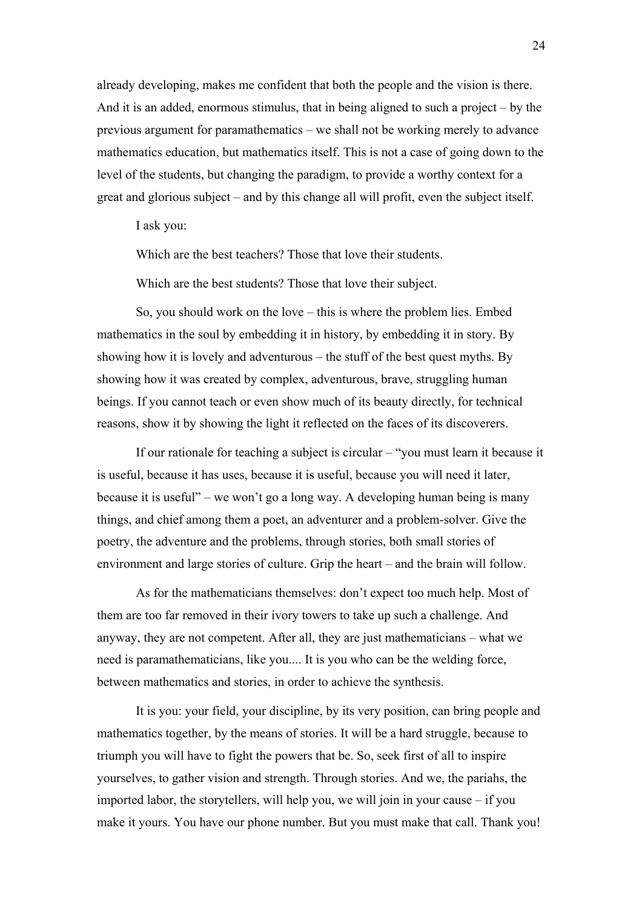already developing, makes me confident that both the people and the vision is there. And it is an added, enormous stimulus, that in being aligned to such a project – by the previous argument for paramathematics – we shall not be working merely to advance mathematics education, but mathematics itself. This is not a case of going down to the level of the students, but changing the paradigm, to provide a worthy context for a great and glorious subject – and by this change all will profit, even the subject itself.

I ask you:

Which are the best teachers? Those that love their students.

Which are the best students? Those that love their subject.

So, you should work on the love – this is where the problem lies. Embed mathematics in the soul by embedding it in history, by embedding it in story. By showing how it is lovely and adventurous – the stuff of the best quest myths. By showing how it was created by complex, adventurous, brave, struggling human beings. If you cannot teach or even show much of its beauty directly, for technical reasons, show it by showing the light it reflected on the faces of its discoverers.

If our rationale for teaching a subject is circular – "you must learn it because it is useful, because it has uses, because it is useful, because you will need it later, because it is useful" – we won't go a long way. A developing human being is many things, and chief among them a poet, an adventurer and a problem-solver. Give the poetry, the adventure and the problems, through stories, both small stories of environment and large stories of culture. Grip the heart – and the brain will follow.

As for the mathematicians themselves: don't expect too much help. Most of them are too far removed in their ivory towers to take up such a challenge. And anyway, they are not competent. After all, they are just mathematicians – what we need is paramathematicians, like you.... It is you who can be the welding force, between mathematics and stories, in order to achieve the synthesis.

It is you: your field, your discipline, by its very position, can bring people and mathematics together, by the means of stories. It will be a hard struggle, because to triumph you will have to fight the powers that be. So, seek first of all to inspire yourselves, to gather vision and strength. Through stories. And we, the pariahs, the imported labor, the storytellers, will help you, we will join in your cause – if you make it yours. You have our phone number. But you must make that call. Thank you!